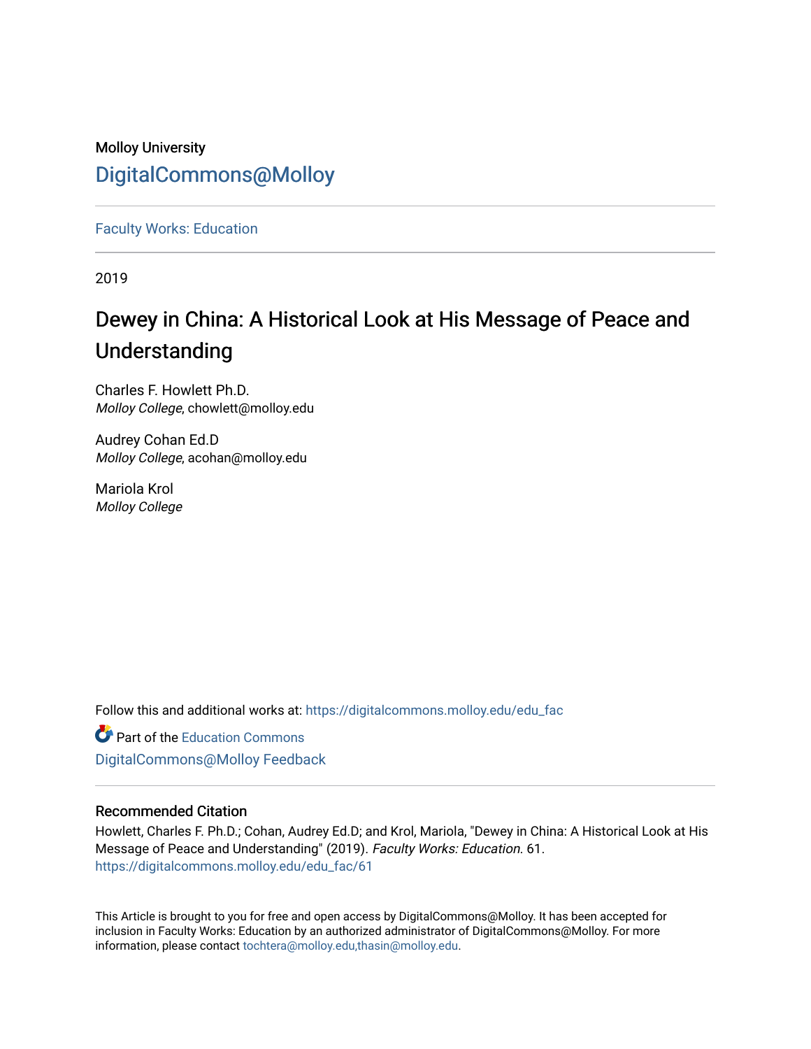Molloy University

DigitalCommons@Molloy

Faculty Works: Education

2019

# Dewey in China: A Historical Look at His Message of Peace and Understanding

Charles F. Howlett Ph.D.
*Molloy College*, chowlett@molloy.edu

Audrey Cohan Ed.D
*Molloy College*, acohan@molloy.edu

Mariola Krol
*Molloy College*

Follow this and additional works at: https://digitalcommons.molloy.edu/edu_fac

Part of the Education Commons

DigitalCommons@Molloy Feedback

## Recommended Citation

Howlett, Charles F. Ph.D.; Cohan, Audrey Ed.D; and Krol, Mariola, "Dewey in China: A Historical Look at His Message of Peace and Understanding" (2019). *Faculty Works: Education*. 61.
https://digitalcommons.molloy.edu/edu_fac/61

This Article is brought to you for free and open access by DigitalCommons@Molloy. It has been accepted for inclusion in Faculty Works: Education by an authorized administrator of DigitalCommons@Molloy. For more information, please contact tochtera@molloy.edu,thasin@molloy.edu.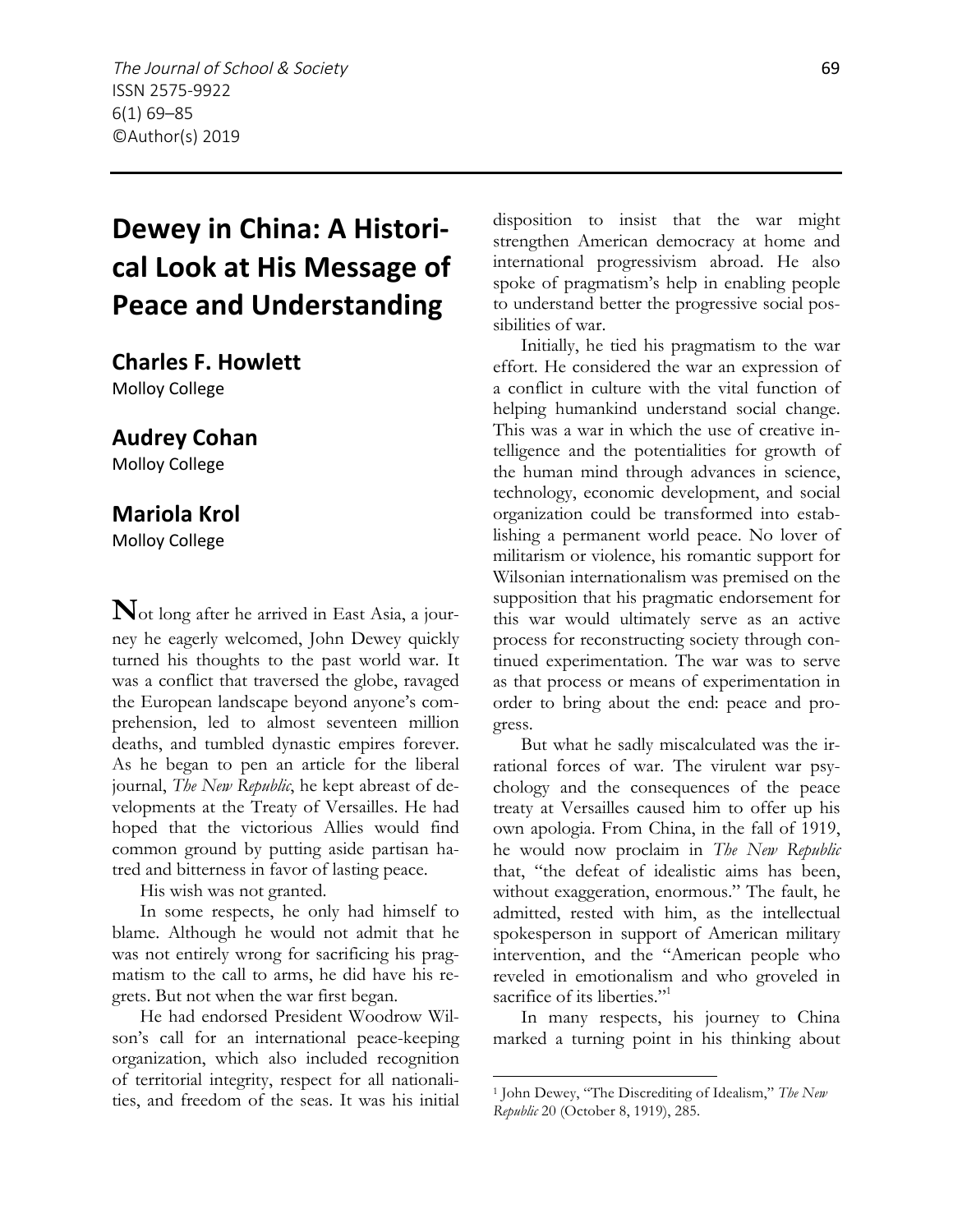# Dewey in China: A Historical Look at His Message of Peace and Understanding

**Charles F. Howlett**
Molloy College

**Audrey Cohan**
Molloy College

**Mariola Krol**
Molloy College

Not long after he arrived in East Asia, a journey he eagerly welcomed, John Dewey quickly turned his thoughts to the past world war. It was a conflict that traversed the globe, ravaged the European landscape beyond anyone's comprehension, led to almost seventeen million deaths, and tumbled dynastic empires forever. As he began to pen an article for the liberal journal, *The New Republic*, he kept abreast of developments at the Treaty of Versailles. He had hoped that the victorious Allies would find common ground by putting aside partisan hatred and bitterness in favor of lasting peace.

His wish was not granted.

In some respects, he only had himself to blame. Although he would not admit that he was not entirely wrong for sacrificing his pragmatism to the call to arms, he did have his regrets. But not when the war first began.

He had endorsed President Woodrow Wilson's call for an international peace-keeping organization, which also included recognition of territorial integrity, respect for all nationalities, and freedom of the seas. It was his initial disposition to insist that the war might strengthen American democracy at home and international progressivism abroad. He also spoke of pragmatism's help in enabling people to understand better the progressive social possibilities of war.

Initially, he tied his pragmatism to the war effort. He considered the war an expression of a conflict in culture with the vital function of helping humankind understand social change. This was a war in which the use of creative intelligence and the potentialities for growth of the human mind through advances in science, technology, economic development, and social organization could be transformed into establishing a permanent world peace. No lover of militarism or violence, his romantic support for Wilsonian internationalism was premised on the supposition that his pragmatic endorsement for this war would ultimately serve as an active process for reconstructing society through continued experimentation. The war was to serve as that process or means of experimentation in order to bring about the end: peace and progress.

But what he sadly miscalculated was the irrational forces of war. The virulent war psychology and the consequences of the peace treaty at Versailles caused him to offer up his own apologia. From China, in the fall of 1919, he would now proclaim in *The New Republic* that, "the defeat of idealistic aims has been, without exaggeration, enormous." The fault, he admitted, rested with him, as the intellectual spokesperson in support of American military intervention, and the "American people who reveled in emotionalism and who groveled in sacrifice of its liberties."[1]

In many respects, his journey to China marked a turning point in his thinking about

---

[1] John Dewey, "The Discrediting of Idealism," *The New Republic* 20 (October 8, 1919), 285.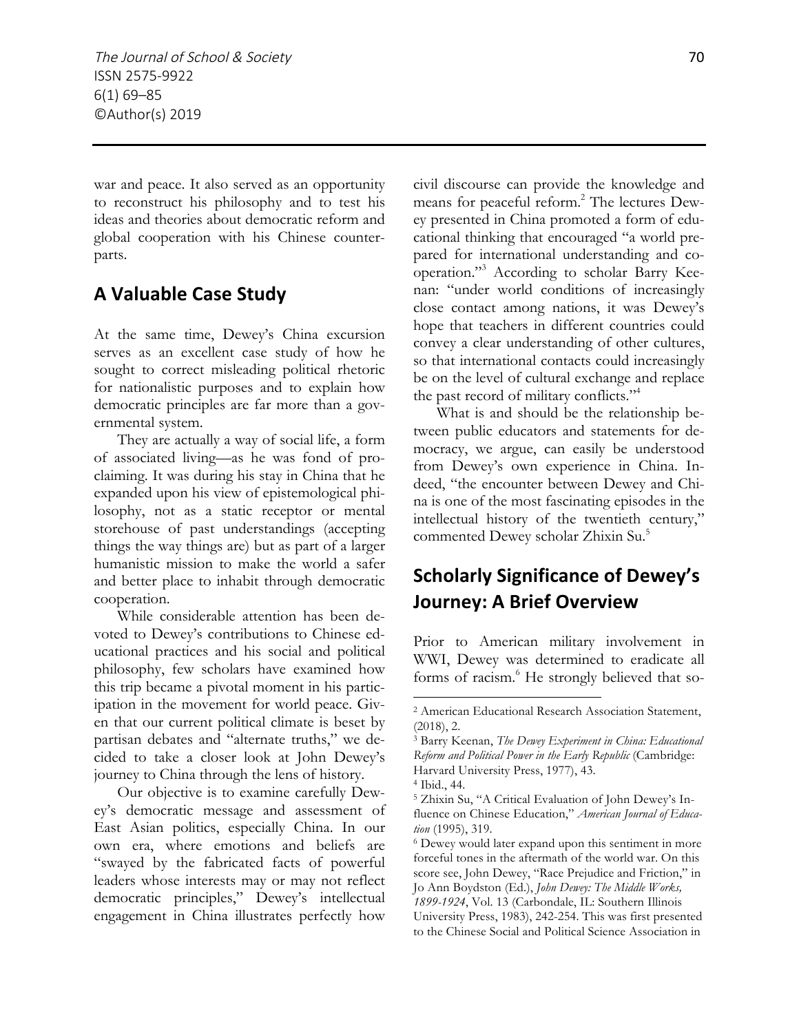war and peace. It also served as an opportunity to reconstruct his philosophy and to test his ideas and theories about democratic reform and global cooperation with his Chinese counterparts.

## A Valuable Case Study

At the same time, Dewey's China excursion serves as an excellent case study of how he sought to correct misleading political rhetoric for nationalistic purposes and to explain how democratic principles are far more than a governmental system.

They are actually a way of social life, a form of associated living—as he was fond of proclaiming. It was during his stay in China that he expanded upon his view of epistemological philosophy, not as a static receptor or mental storehouse of past understandings (accepting things the way things are) but as part of a larger humanistic mission to make the world a safer and better place to inhabit through democratic cooperation.

While considerable attention has been devoted to Dewey's contributions to Chinese educational practices and his social and political philosophy, few scholars have examined how this trip became a pivotal moment in his participation in the movement for world peace. Given that our current political climate is beset by partisan debates and "alternate truths," we decided to take a closer look at John Dewey's journey to China through the lens of history.

Our objective is to examine carefully Dewey's democratic message and assessment of East Asian politics, especially China. In our own era, where emotions and beliefs are "swayed by the fabricated facts of powerful leaders whose interests may or may not reflect democratic principles," Dewey's intellectual engagement in China illustrates perfectly how civil discourse can provide the knowledge and means for peaceful reform.[2] The lectures Dewey presented in China promoted a form of educational thinking that encouraged "a world prepared for international understanding and cooperation."[3] According to scholar Barry Keenan: "under world conditions of increasingly close contact among nations, it was Dewey's hope that teachers in different countries could convey a clear understanding of other cultures, so that international contacts could increasingly be on the level of cultural exchange and replace the past record of military conflicts."[4]

What is and should be the relationship between public educators and statements for democracy, we argue, can easily be understood from Dewey's own experience in China. Indeed, "the encounter between Dewey and China is one of the most fascinating episodes in the intellectual history of the twentieth century," commented Dewey scholar Zhixin Su.[5]

## Scholarly Significance of Dewey's Journey: A Brief Overview

Prior to American military involvement in WWI, Dewey was determined to eradicate all forms of racism.[6] He strongly believed that so-

---

[2] American Educational Research Association Statement, (2018), 2.

[3] Barry Keenan, *The Dewey Experiment in China: Educational Reform and Political Power in the Early Republic* (Cambridge: Harvard University Press, 1977), 43.

[4] Ibid., 44.

[5] Zhixin Su, "A Critical Evaluation of John Dewey's Influence on Chinese Education," *American Journal of Education* (1995), 319.

[6] Dewey would later expand upon this sentiment in more forceful tones in the aftermath of the world war. On this score see, John Dewey, "Race Prejudice and Friction," in Jo Ann Boydston (Ed.), *John Dewey: The Middle Works, 1899-1924*, Vol. 13 (Carbondale, IL: Southern Illinois University Press, 1983), 242-254. This was first presented to the Chinese Social and Political Science Association in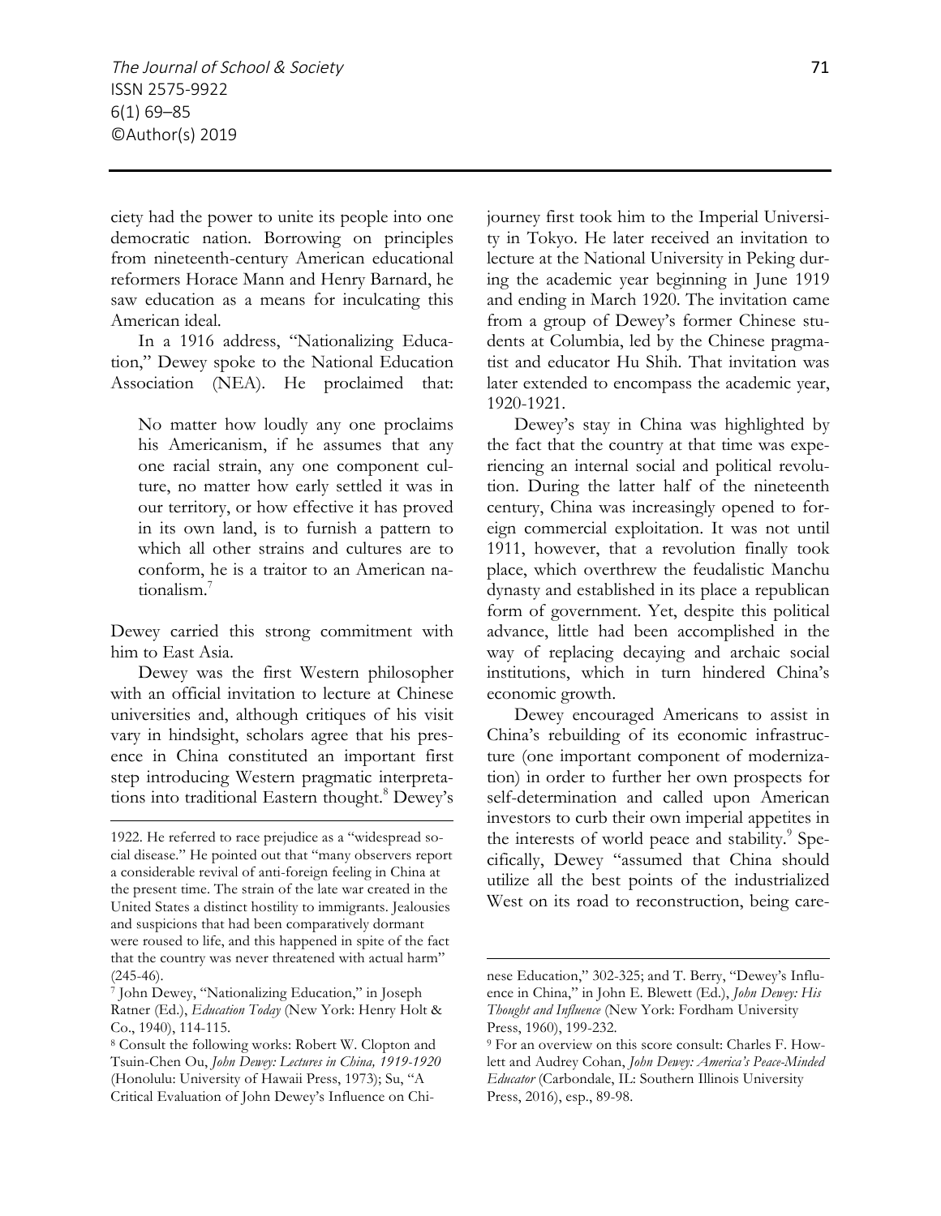ciety had the power to unite its people into one democratic nation. Borrowing on principles from nineteenth-century American educational reformers Horace Mann and Henry Barnard, he saw education as a means for inculcating this American ideal.

In a 1916 address, "Nationalizing Education," Dewey spoke to the National Education Association (NEA). He proclaimed that:

> No matter how loudly any one proclaims his Americanism, if he assumes that any one racial strain, any one component culture, no matter how early settled it was in our territory, or how effective it has proved in its own land, is to furnish a pattern to which all other strains and cultures are to conform, he is a traitor to an American nationalism.[7]

Dewey carried this strong commitment with him to East Asia.

Dewey was the first Western philosopher with an official invitation to lecture at Chinese universities and, although critiques of his visit vary in hindsight, scholars agree that his presence in China constituted an important first step introducing Western pragmatic interpretations into traditional Eastern thought.[8] Dewey's journey first took him to the Imperial University in Tokyo. He later received an invitation to lecture at the National University in Peking during the academic year beginning in June 1919 and ending in March 1920. The invitation came from a group of Dewey's former Chinese students at Columbia, led by the Chinese pragmatist and educator Hu Shih. That invitation was later extended to encompass the academic year, 1920-1921.

Dewey's stay in China was highlighted by the fact that the country at that time was experiencing an internal social and political revolution. During the latter half of the nineteenth century, China was increasingly opened to foreign commercial exploitation. It was not until 1911, however, that a revolution finally took place, which overthrew the feudalistic Manchu dynasty and established in its place a republican form of government. Yet, despite this political advance, little had been accomplished in the way of replacing decaying and archaic social institutions, which in turn hindered China's economic growth.

Dewey encouraged Americans to assist in China's rebuilding of its economic infrastructure (one important component of modernization) in order to further her own prospects for self-determination and called upon American investors to curb their own imperial appetites in the interests of world peace and stability.[9] Specifically, Dewey "assumed that China should utilize all the best points of the industrialized West on its road to reconstruction, being care-

---

1922. He referred to race prejudice as a "widespread social disease." He pointed out that "many observers report a considerable revival of anti-foreign feeling in China at the present time. The strain of the late war created in the United States a distinct hostility to immigrants. Jealousies and suspicions that had been comparatively dormant were roused to life, and this happened in spite of the fact that the country was never threatened with actual harm" (245-46).

[7] John Dewey, "Nationalizing Education," in Joseph Ratner (Ed.), *Education Today* (New York: Henry Holt & Co., 1940), 114-115.

[8] Consult the following works: Robert W. Clopton and Tsuin-Chen Ou, *John Dewey: Lectures in China, 1919-1920* (Honolulu: University of Hawaii Press, 1973); Su, "A Critical Evaluation of John Dewey's Influence on Chinese Education," 302-325; and T. Berry, "Dewey's Influence in China," in John E. Blewett (Ed.), *John Dewey: His Thought and Influence* (New York: Fordham University Press, 1960), 199-232.

[9] For an overview on this score consult: Charles F. Howlett and Audrey Cohan, *John Dewey: America's Peace-Minded Educator* (Carbondale, IL: Southern Illinois University Press, 2016), esp., 89-98.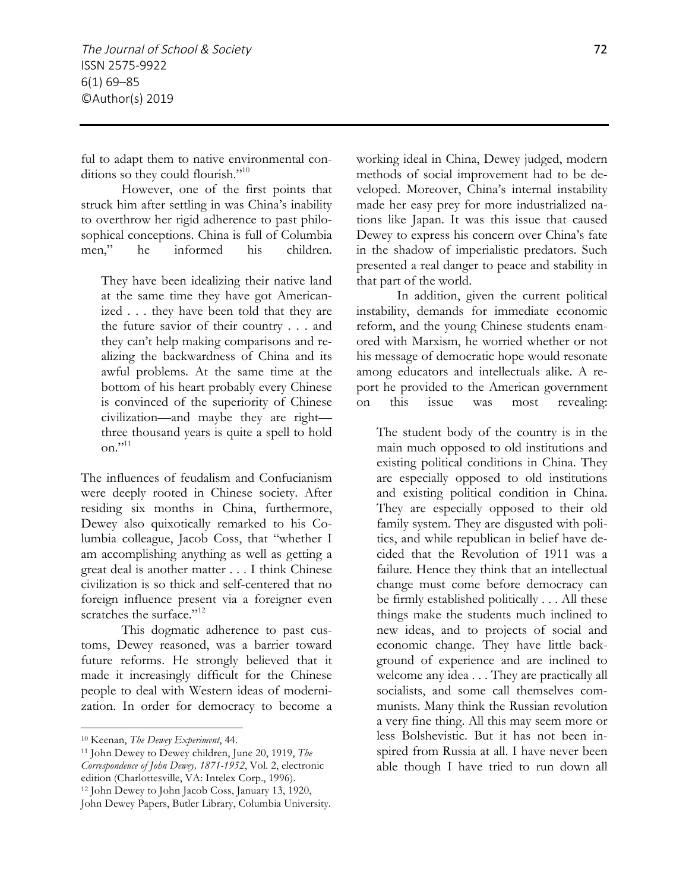ful to adapt them to native environmental conditions so they could flourish."[10]

However, one of the first points that struck him after settling in was China's inability to overthrow her rigid adherence to past philosophical conceptions. China is full of Columbia men," he informed his children.

> They have been idealizing their native land at the same time they have got Americanized . . . they have been told that they are the future savior of their country . . . and they can't help making comparisons and realizing the backwardness of China and its awful problems. At the same time at the bottom of his heart probably every Chinese is convinced of the superiority of Chinese civilization—and maybe they are right—three thousand years is quite a spell to hold on."[11]

The influences of feudalism and Confucianism were deeply rooted in Chinese society. After residing six months in China, furthermore, Dewey also quixotically remarked to his Columbia colleague, Jacob Coss, that "whether I am accomplishing anything as well as getting a great deal is another matter . . . I think Chinese civilization is so thick and self-centered that no foreign influence present via a foreigner even scratches the surface."[12]

This dogmatic adherence to past customs, Dewey reasoned, was a barrier toward future reforms. He strongly believed that it made it increasingly difficult for the Chinese people to deal with Western ideas of modernization. In order for democracy to become a working ideal in China, Dewey judged, modern methods of social improvement had to be developed. Moreover, China's internal instability made her easy prey for more industrialized nations like Japan. It was this issue that caused Dewey to express his concern over China's fate in the shadow of imperialistic predators. Such presented a real danger to peace and stability in that part of the world.

In addition, given the current political instability, demands for immediate economic reform, and the young Chinese students enamored with Marxism, he worried whether or not his message of democratic hope would resonate among educators and intellectuals alike. A report he provided to the American government on this issue was most revealing:

> The student body of the country is in the main much opposed to old institutions and existing political conditions in China. They are especially opposed to old institutions and existing political condition in China. They are especially opposed to their old family system. They are disgusted with politics, and while republican in belief have decided that the Revolution of 1911 was a failure. Hence they think that an intellectual change must come before democracy can be firmly established politically . . . All these things make the students much inclined to new ideas, and to projects of social and economic change. They have little background of experience and are inclined to welcome any idea . . . They are practically all socialists, and some call themselves communists. Many think the Russian revolution a very fine thing. All this may seem more or less Bolshevistic. But it has not been inspired from Russia at all. I have never been able though I have tried to run down all

---

[10] Keenan, *The Dewey Experiment*, 44.

[11] John Dewey to Dewey children, June 20, 1919, *The Correspondence of John Dewey, 1871-1952*, Vol. 2, electronic edition (Charlottesville, VA: Intelex Corp., 1996).

[12] John Dewey to John Jacob Coss, January 13, 1920, John Dewey Papers, Butler Library, Columbia University.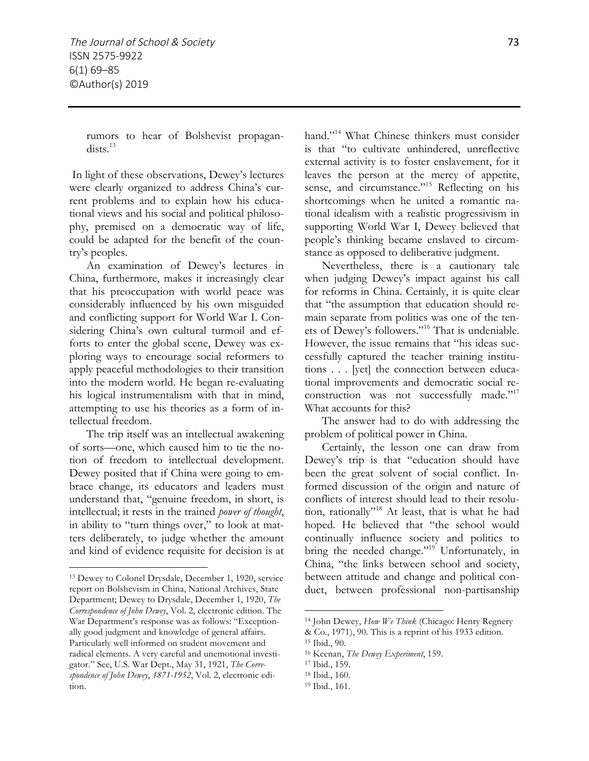rumors to hear of Bolshevist propagandists.[13]

In light of these observations, Dewey's lectures were clearly organized to address China's current problems and to explain how his educational views and his social and political philosophy, premised on a democratic way of life, could be adapted for the benefit of the country's peoples.

An examination of Dewey's lectures in China, furthermore, makes it increasingly clear that his preoccupation with world peace was considerably influenced by his own misguided and conflicting support for World War I. Considering China's own cultural turmoil and efforts to enter the global scene, Dewey was exploring ways to encourage social reformers to apply peaceful methodologies to their transition into the modern world. He began re-evaluating his logical instrumentalism with that in mind, attempting to use his theories as a form of intellectual freedom.

The trip itself was an intellectual awakening of sorts—one, which caused him to tie the notion of freedom to intellectual development. Dewey posited that if China were going to embrace change, its educators and leaders must understand that, "genuine freedom, in short, is intellectual; it rests in the trained *power of thought*, in ability to "turn things over," to look at matters deliberately, to judge whether the amount and kind of evidence requisite for decision is at hand."[14] What Chinese thinkers must consider is that "to cultivate unhindered, unreflective external activity is to foster enslavement, for it leaves the person at the mercy of appetite, sense, and circumstance."[15] Reflecting on his shortcomings when he united a romantic national idealism with a realistic progressivism in supporting World War I, Dewey believed that people's thinking became enslaved to circumstance as opposed to deliberative judgment.

Nevertheless, there is a cautionary tale when judging Dewey's impact against his call for reforms in China. Certainly, it is quite clear that "the assumption that education should remain separate from politics was one of the tenets of Dewey's followers."[16] That is undeniable. However, the issue remains that "his ideas successfully captured the teacher training institutions . . . [yet] the connection between educational improvements and democratic social reconstruction was not successfully made."[17] What accounts for this?

The answer had to do with addressing the problem of political power in China.

Certainly, the lesson one can draw from Dewey's trip is that "education should have been the great solvent of social conflict. Informed discussion of the origin and nature of conflicts of interest should lead to their resolution, rationally"[18] At least, that is what he had hoped. He believed that "the school would continually influence society and politics to bring the needed change."[19] Unfortunately, in China, "the links between school and society, between attitude and change and political conduct, between professional non-partisanship

---

[13] Dewey to Colonel Drysdale, December 1, 1920, service report on Bolshevism in China, National Archives, State Department; Dewey to Drysdale, December 1, 1920, *The Correspondence of John Dewey*, Vol. 2, electronic edition. The War Department's response was as follows: "Exceptionally good judgment and knowledge of general affairs. Particularly well informed on student movement and radical elements. A very careful and unemotional investigator." See, U.S. War Dept., May 31, 1921, *The Correspondence of John Dewey, 1871-1952*, Vol. 2, electronic edition.

[14] John Dewey, *How We Think* (Chicago: Henry Regnery & Co., 1971), 90. This is a reprint of his 1933 edition.

[15] Ibid., 90.

[16] Keenan, *The Dewey Experiment*, 159.

[17] Ibid., 159.

[18] Ibid., 160.

[19] Ibid., 161.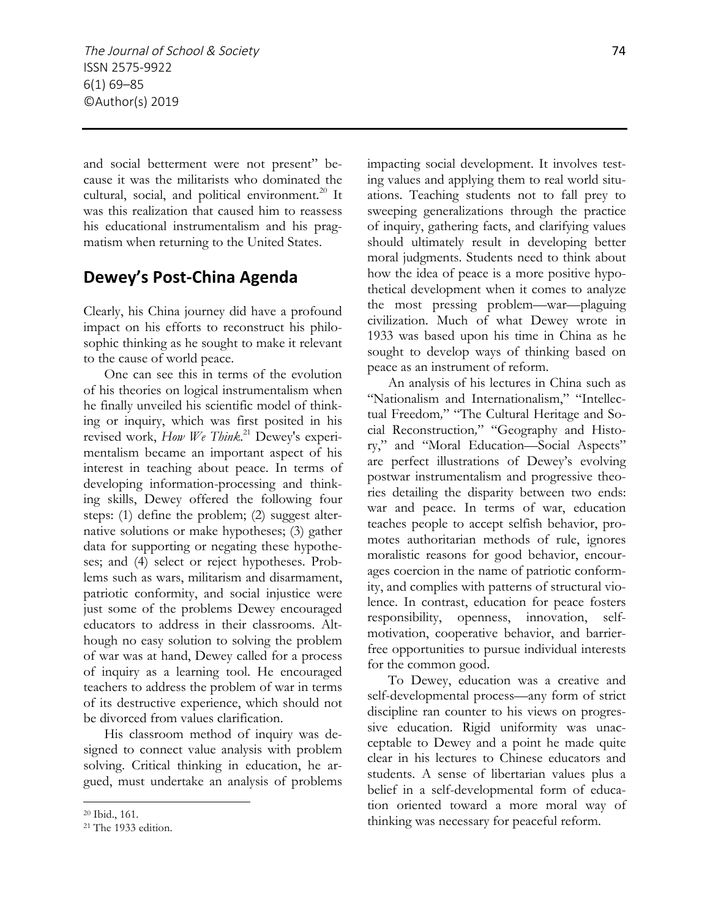and social betterment were not present" because it was the militarists who dominated the cultural, social, and political environment.[20] It was this realization that caused him to reassess his educational instrumentalism and his pragmatism when returning to the United States.

## Dewey's Post-China Agenda

Clearly, his China journey did have a profound impact on his efforts to reconstruct his philosophic thinking as he sought to make it relevant to the cause of world peace.

One can see this in terms of the evolution of his theories on logical instrumentalism when he finally unveiled his scientific model of thinking or inquiry, which was first posited in his revised work, *How We Think*.[21] Dewey's experimentalism became an important aspect of his interest in teaching about peace. In terms of developing information-processing and thinking skills, Dewey offered the following four steps: (1) define the problem; (2) suggest alternative solutions or make hypotheses; (3) gather data for supporting or negating these hypotheses; and (4) select or reject hypotheses. Problems such as wars, militarism and disarmament, patriotic conformity, and social injustice were just some of the problems Dewey encouraged educators to address in their classrooms. Although no easy solution to solving the problem of war was at hand, Dewey called for a process of inquiry as a learning tool. He encouraged teachers to address the problem of war in terms of its destructive experience, which should not be divorced from values clarification.

His classroom method of inquiry was designed to connect value analysis with problem solving. Critical thinking in education, he argued, must undertake an analysis of problems impacting social development. It involves testing values and applying them to real world situations. Teaching students not to fall prey to sweeping generalizations through the practice of inquiry, gathering facts, and clarifying values should ultimately result in developing better moral judgments. Students need to think about how the idea of peace is a more positive hypothetical development when it comes to analyze the most pressing problem—war—plaguing civilization. Much of what Dewey wrote in 1933 was based upon his time in China as he sought to develop ways of thinking based on peace as an instrument of reform.

An analysis of his lectures in China such as "Nationalism and Internationalism," "Intellectual Freedom," "The Cultural Heritage and Social Reconstruction," "Geography and History," and "Moral Education—Social Aspects" are perfect illustrations of Dewey's evolving postwar instrumentalism and progressive theories detailing the disparity between two ends: war and peace. In terms of war, education teaches people to accept selfish behavior, promotes authoritarian methods of rule, ignores moralistic reasons for good behavior, encourages coercion in the name of patriotic conformity, and complies with patterns of structural violence. In contrast, education for peace fosters responsibility, openness, innovation, self-motivation, cooperative behavior, and barrier-free opportunities to pursue individual interests for the common good.

To Dewey, education was a creative and self-developmental process—any form of strict discipline ran counter to his views on progressive education. Rigid uniformity was unacceptable to Dewey and a point he made quite clear in his lectures to Chinese educators and students. A sense of libertarian values plus a belief in a self-developmental form of education oriented toward a more moral way of thinking was necessary for peaceful reform.

---

[20] Ibid., 161.

[21] The 1933 edition.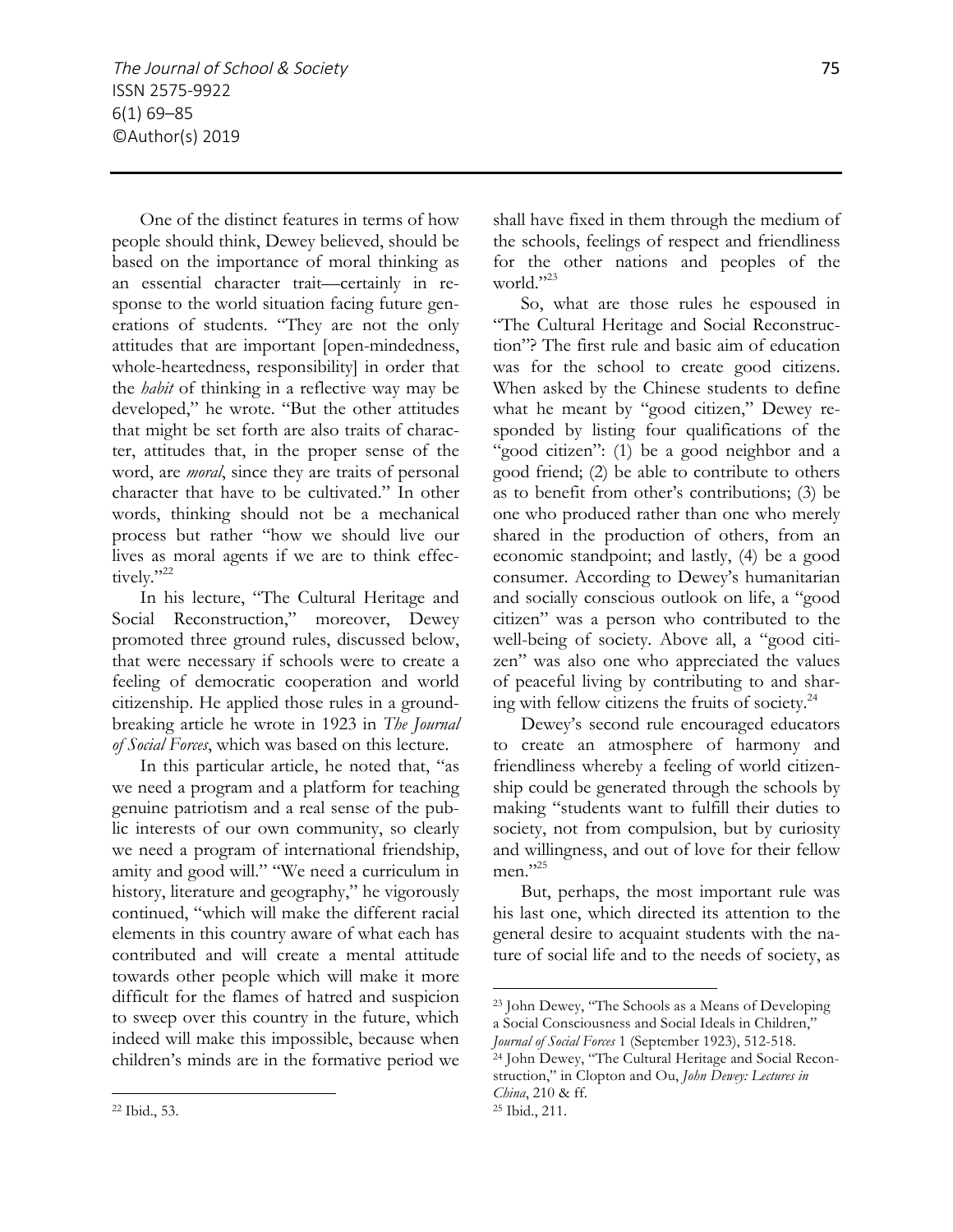One of the distinct features in terms of how people should think, Dewey believed, should be based on the importance of moral thinking as an essential character trait—certainly in response to the world situation facing future generations of students. "They are not the only attitudes that are important [open-mindedness, whole-heartedness, responsibility] in order that the *habit* of thinking in a reflective way may be developed," he wrote. "But the other attitudes that might be set forth are also traits of character, attitudes that, in the proper sense of the word, are *moral*, since they are traits of personal character that have to be cultivated." In other words, thinking should not be a mechanical process but rather "how we should live our lives as moral agents if we are to think effectively."[22]

In his lecture, "The Cultural Heritage and Social Reconstruction," moreover, Dewey promoted three ground rules, discussed below, that were necessary if schools were to create a feeling of democratic cooperation and world citizenship. He applied those rules in a groundbreaking article he wrote in 1923 in *The Journal of Social Forces*, which was based on this lecture.

In this particular article, he noted that, "as we need a program and a platform for teaching genuine patriotism and a real sense of the public interests of our own community, so clearly we need a program of international friendship, amity and good will." "We need a curriculum in history, literature and geography," he vigorously continued, "which will make the different racial elements in this country aware of what each has contributed and will create a mental attitude towards other people which will make it more difficult for the flames of hatred and suspicion to sweep over this country in the future, which indeed will make this impossible, because when children's minds are in the formative period we shall have fixed in them through the medium of the schools, feelings of respect and friendliness for the other nations and peoples of the world."[23]

So, what are those rules he espoused in "The Cultural Heritage and Social Reconstruction"? The first rule and basic aim of education was for the school to create good citizens. When asked by the Chinese students to define what he meant by "good citizen," Dewey responded by listing four qualifications of the "good citizen": (1) be a good neighbor and a good friend; (2) be able to contribute to others as to benefit from other's contributions; (3) be one who produced rather than one who merely shared in the production of others, from an economic standpoint; and lastly, (4) be a good consumer. According to Dewey's humanitarian and socially conscious outlook on life, a "good citizen" was a person who contributed to the well-being of society. Above all, a "good citizen" was also one who appreciated the values of peaceful living by contributing to and sharing with fellow citizens the fruits of society.[24]

Dewey's second rule encouraged educators to create an atmosphere of harmony and friendliness whereby a feeling of world citizenship could be generated through the schools by making "students want to fulfill their duties to society, not from compulsion, but by curiosity and willingness, and out of love for their fellow men."[25]

But, perhaps, the most important rule was his last one, which directed its attention to the general desire to acquaint students with the nature of social life and to the needs of society, as

---

[22] Ibid., 53.

[23] John Dewey, "The Schools as a Means of Developing a Social Consciousness and Social Ideals in Children," *Journal of Social Forces* 1 (September 1923), 512-518.

[24] John Dewey, "The Cultural Heritage and Social Reconstruction," in Clopton and Ou, *John Dewey: Lectures in China*, 210 & ff.

[25] Ibid., 211.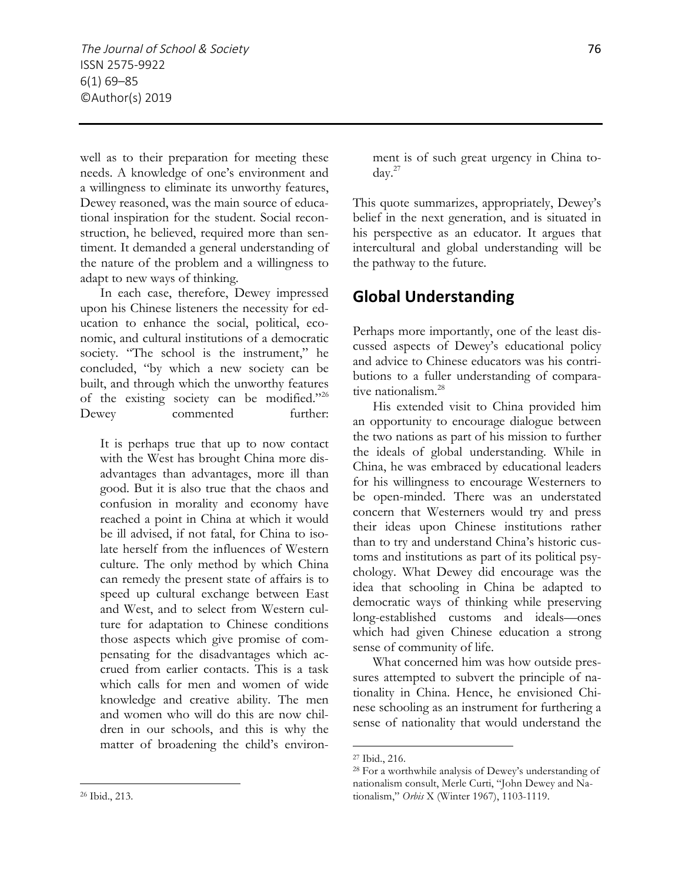well as to their preparation for meeting these needs. A knowledge of one's environment and a willingness to eliminate its unworthy features, Dewey reasoned, was the main source of educational inspiration for the student. Social reconstruction, he believed, required more than sentiment. It demanded a general understanding of the nature of the problem and a willingness to adapt to new ways of thinking.

In each case, therefore, Dewey impressed upon his Chinese listeners the necessity for education to enhance the social, political, economic, and cultural institutions of a democratic society. "The school is the instrument," he concluded, "by which a new society can be built, and through which the unworthy features of the existing society can be modified."[26] Dewey commented further:

> It is perhaps true that up to now contact with the West has brought China more disadvantages than advantages, more ill than good. But it is also true that the chaos and confusion in morality and economy have reached a point in China at which it would be ill advised, if not fatal, for China to isolate herself from the influences of Western culture. The only method by which China can remedy the present state of affairs is to speed up cultural exchange between East and West, and to select from Western culture for adaptation to Chinese conditions those aspects which give promise of compensating for the disadvantages which accrued from earlier contacts. This is a task which calls for men and women of wide knowledge and creative ability. The men and women who will do this are now children in our schools, and this is why the matter of broadening the child's environment is of such great urgency in China today.[27]

This quote summarizes, appropriately, Dewey's belief in the next generation, and is situated in his perspective as an educator. It argues that intercultural and global understanding will be the pathway to the future.

## Global Understanding

Perhaps more importantly, one of the least discussed aspects of Dewey's educational policy and advice to Chinese educators was his contributions to a fuller understanding of comparative nationalism.[28]

His extended visit to China provided him an opportunity to encourage dialogue between the two nations as part of his mission to further the ideals of global understanding. While in China, he was embraced by educational leaders for his willingness to encourage Westerners to be open-minded. There was an understated concern that Westerners would try and press their ideas upon Chinese institutions rather than to try and understand China's historic customs and institutions as part of its political psychology. What Dewey did encourage was the idea that schooling in China be adapted to democratic ways of thinking while preserving long-established customs and ideals—ones which had given Chinese education a strong sense of community of life.

What concerned him was how outside pressures attempted to subvert the principle of nationality in China. Hence, he envisioned Chinese schooling as an instrument for furthering a sense of nationality that would understand the

---

[26] Ibid., 213.

[27] Ibid., 216.

[28] For a worthwhile analysis of Dewey's understanding of nationalism consult, Merle Curti, "John Dewey and Nationalism," *Orbis* X (Winter 1967), 1103-1119.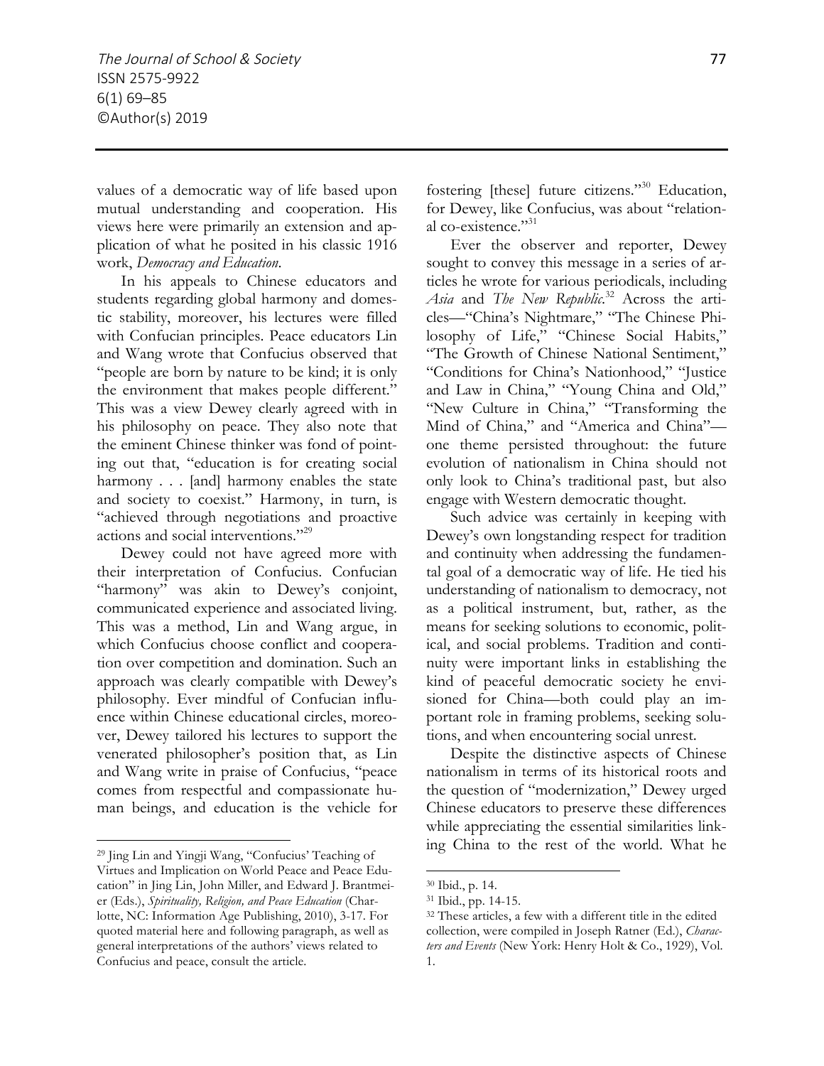values of a democratic way of life based upon mutual understanding and cooperation. His views here were primarily an extension and application of what he posited in his classic 1916 work, *Democracy and Education*.

In his appeals to Chinese educators and students regarding global harmony and domestic stability, moreover, his lectures were filled with Confucian principles. Peace educators Lin and Wang wrote that Confucius observed that "people are born by nature to be kind; it is only the environment that makes people different." This was a view Dewey clearly agreed with in his philosophy on peace. They also note that the eminent Chinese thinker was fond of pointing out that, "education is for creating social harmony . . . [and] harmony enables the state and society to coexist." Harmony, in turn, is "achieved through negotiations and proactive actions and social interventions."[29]

Dewey could not have agreed more with their interpretation of Confucius. Confucian "harmony" was akin to Dewey's conjoint, communicated experience and associated living. This was a method, Lin and Wang argue, in which Confucius choose conflict and cooperation over competition and domination. Such an approach was clearly compatible with Dewey's philosophy. Ever mindful of Confucian influence within Chinese educational circles, moreover, Dewey tailored his lectures to support the venerated philosopher's position that, as Lin and Wang write in praise of Confucius, "peace comes from respectful and compassionate human beings, and education is the vehicle for fostering [these] future citizens."[30] Education, for Dewey, like Confucius, was about "relational co-existence."[31]

Ever the observer and reporter, Dewey sought to convey this message in a series of articles he wrote for various periodicals, including *Asia* and *The New Republic*.[32] Across the articles—"China's Nightmare," "The Chinese Philosophy of Life," "Chinese Social Habits," "The Growth of Chinese National Sentiment," "Conditions for China's Nationhood," "Justice and Law in China," "Young China and Old," "New Culture in China," "Transforming the Mind of China," and "America and China"—one theme persisted throughout: the future evolution of nationalism in China should not only look to China's traditional past, but also engage with Western democratic thought.

Such advice was certainly in keeping with Dewey's own longstanding respect for tradition and continuity when addressing the fundamental goal of a democratic way of life. He tied his understanding of nationalism to democracy, not as a political instrument, but, rather, as the means for seeking solutions to economic, political, and social problems. Tradition and continuity were important links in establishing the kind of peaceful democratic society he envisioned for China—both could play an important role in framing problems, seeking solutions, and when encountering social unrest.

Despite the distinctive aspects of Chinese nationalism in terms of its historical roots and the question of "modernization," Dewey urged Chinese educators to preserve these differences while appreciating the essential similarities linking China to the rest of the world. What he

---

[29] Jing Lin and Yingji Wang, "Confucius' Teaching of Virtues and Implication on World Peace and Peace Education" in Jing Lin, John Miller, and Edward J. Brantmeier (Eds.), *Spirituality, Religion, and Peace Education* (Charlotte, NC: Information Age Publishing, 2010), 3-17. For quoted material here and following paragraph, as well as general interpretations of the authors' views related to Confucius and peace, consult the article.

[30] Ibid., p. 14.

[31] Ibid., pp. 14-15.

[32] These articles, a few with a different title in the edited collection, were compiled in Joseph Ratner (Ed.), *Characters and Events* (New York: Henry Holt & Co., 1929), Vol. 1.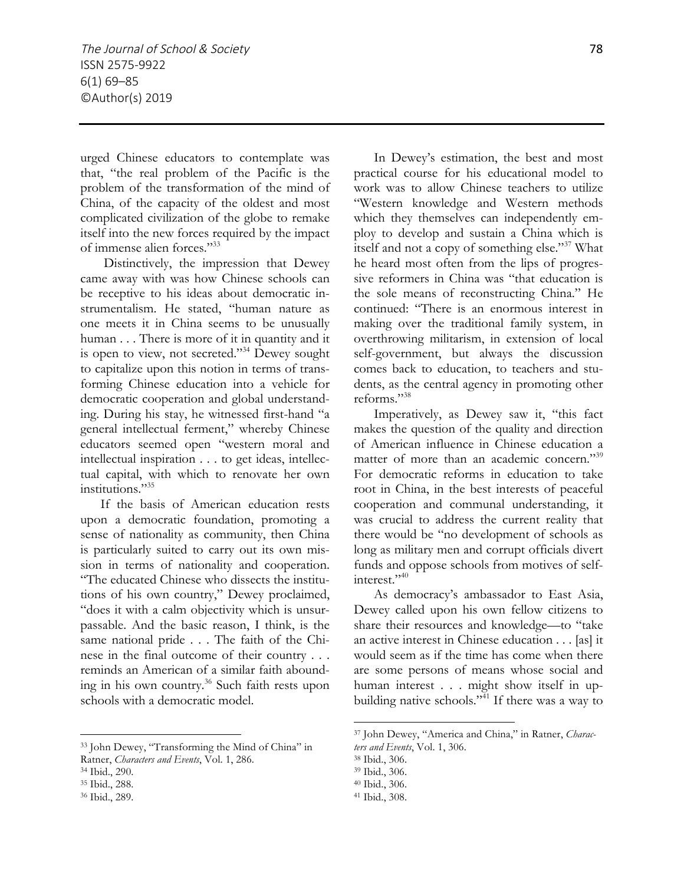urged Chinese educators to contemplate was that, "the real problem of the Pacific is the problem of the transformation of the mind of China, of the capacity of the oldest and most complicated civilization of the globe to remake itself into the new forces required by the impact of immense alien forces."[33]

Distinctively, the impression that Dewey came away with was how Chinese schools can be receptive to his ideas about democratic instrumentalism. He stated, "human nature as one meets it in China seems to be unusually human . . . There is more of it in quantity and it is open to view, not secreted."[34] Dewey sought to capitalize upon this notion in terms of transforming Chinese education into a vehicle for democratic cooperation and global understanding. During his stay, he witnessed first-hand "a general intellectual ferment," whereby Chinese educators seemed open "western moral and intellectual inspiration . . . to get ideas, intellectual capital, with which to renovate her own institutions."[35]

If the basis of American education rests upon a democratic foundation, promoting a sense of nationality as community, then China is particularly suited to carry out its own mission in terms of nationality and cooperation. "The educated Chinese who dissects the institutions of his own country," Dewey proclaimed, "does it with a calm objectivity which is unsurpassable. And the basic reason, I think, is the same national pride . . . The faith of the Chinese in the final outcome of their country . . . reminds an American of a similar faith abounding in his own country.[36] Such faith rests upon schools with a democratic model.

In Dewey's estimation, the best and most practical course for his educational model to work was to allow Chinese teachers to utilize "Western knowledge and Western methods which they themselves can independently employ to develop and sustain a China which is itself and not a copy of something else."[37] What he heard most often from the lips of progressive reformers in China was "that education is the sole means of reconstructing China." He continued: "There is an enormous interest in making over the traditional family system, in overthrowing militarism, in extension of local self-government, but always the discussion comes back to education, to teachers and students, as the central agency in promoting other reforms."[38]

Imperatively, as Dewey saw it, "this fact makes the question of the quality and direction of American influence in Chinese education a matter of more than an academic concern."[39] For democratic reforms in education to take root in China, in the best interests of peaceful cooperation and communal understanding, it was crucial to address the current reality that there would be "no development of schools as long as military men and corrupt officials divert funds and oppose schools from motives of self-interest."[40]

As democracy's ambassador to East Asia, Dewey called upon his own fellow citizens to share their resources and knowledge—to "take an active interest in Chinese education . . . [as] it would seem as if the time has come when there are some persons of means whose social and human interest . . . might show itself in upbuilding native schools."[41] If there was a way to

---

[33] John Dewey, "Transforming the Mind of China" in Ratner, *Characters and Events*, Vol. 1, 286.

[34] Ibid., 290.

[35] Ibid., 288.

[36] Ibid., 289.

[37] John Dewey, "America and China," in Ratner, *Characters and Events*, Vol. 1, 306.

[38] Ibid., 306.

[39] Ibid., 306.

[40] Ibid., 306.

[41] Ibid., 308.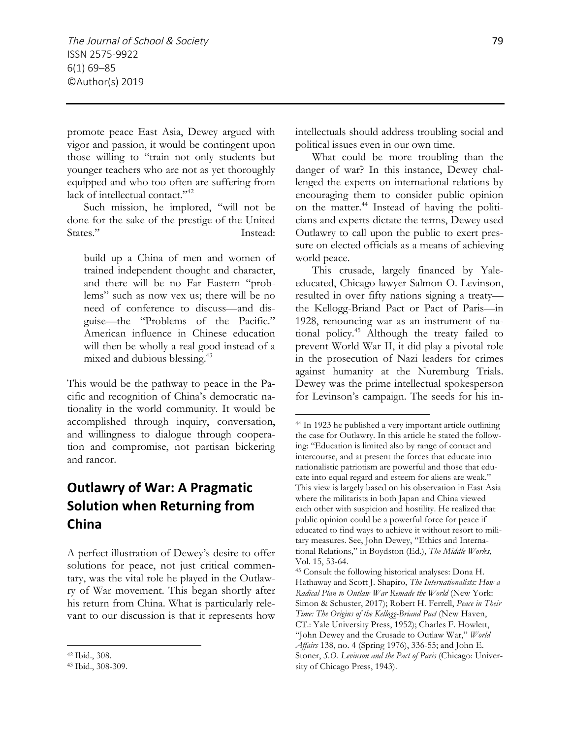promote peace East Asia, Dewey argued with vigor and passion, it would be contingent upon those willing to "train not only students but younger teachers who are not as yet thoroughly equipped and who too often are suffering from lack of intellectual contact."[42]

Such mission, he implored, "will not be done for the sake of the prestige of the United States." Instead:

> build up a China of men and women of trained independent thought and character, and there will be no Far Eastern "problems" such as now vex us; there will be no need of conference to discuss—and disguise—the "Problems of the Pacific." American influence in Chinese education will then be wholly a real good instead of a mixed and dubious blessing.[43]

This would be the pathway to peace in the Pacific and recognition of China's democratic nationality in the world community. It would be accomplished through inquiry, conversation, and willingness to dialogue through cooperation and compromise, not partisan bickering and rancor.

## Outlawry of War: A Pragmatic Solution when Returning from China

A perfect illustration of Dewey's desire to offer solutions for peace, not just critical commentary, was the vital role he played in the Outlawry of War movement. This began shortly after his return from China. What is particularly relevant to our discussion is that it represents how intellectuals should address troubling social and political issues even in our own time.

What could be more troubling than the danger of war? In this instance, Dewey challenged the experts on international relations by encouraging them to consider public opinion on the matter.[44] Instead of having the politicians and experts dictate the terms, Dewey used Outlawry to call upon the public to exert pressure on elected officials as a means of achieving world peace.

This crusade, largely financed by Yale-educated, Chicago lawyer Salmon O. Levinson, resulted in over fifty nations signing a treaty—the Kellogg-Briand Pact or Pact of Paris—in 1928, renouncing war as an instrument of national policy.[45] Although the treaty failed to prevent World War II, it did play a pivotal role in the prosecution of Nazi leaders for crimes against humanity at the Nuremburg Trials. Dewey was the prime intellectual spokesperson for Levinson's campaign. The seeds for his in-

---

[42] Ibid., 308.

[43] Ibid., 308-309.

[44] In 1923 he published a very important article outlining the case for Outlawry. In this article he stated the following: "Education is limited also by range of contact and intercourse, and at present the forces that educate into nationalistic patriotism are powerful and those that educate into equal regard and esteem for aliens are weak." This view is largely based on his observation in East Asia where the militarists in both Japan and China viewed each other with suspicion and hostility. He realized that public opinion could be a powerful force for peace if educated to find ways to achieve it without resort to military measures. See, John Dewey, "Ethics and International Relations," in Boydston (Ed.), *The Middle Works*, Vol. 15, 53-64.

[45] Consult the following historical analyses: Dona H. Hathaway and Scott J. Shapiro, *The Internationalists: How a Radical Plan to Outlaw War Remade the World* (New York: Simon & Schuster, 2017); Robert H. Ferrell, *Peace in Their Time: The Origins of the Kellogg-Briand Pact* (New Haven, CT.: Yale University Press, 1952); Charles F. Howlett, "John Dewey and the Crusade to Outlaw War," *World Affairs* 138, no. 4 (Spring 1976), 336-55; and John E. Stoner, *S.O. Levinson and the Pact of Paris* (Chicago: University of Chicago Press, 1943).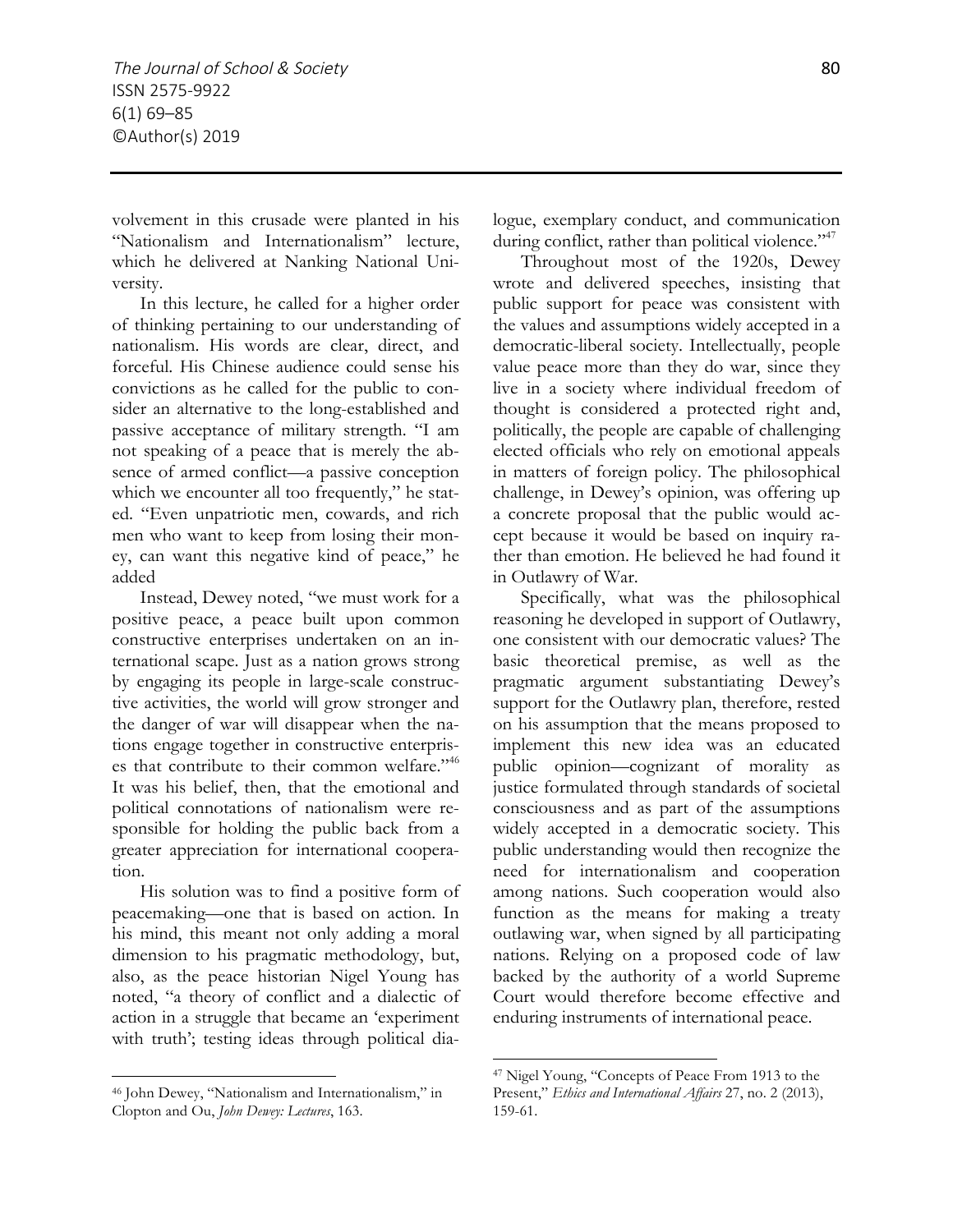volvement in this crusade were planted in his "Nationalism and Internationalism" lecture, which he delivered at Nanking National University.

In this lecture, he called for a higher order of thinking pertaining to our understanding of nationalism. His words are clear, direct, and forceful. His Chinese audience could sense his convictions as he called for the public to consider an alternative to the long-established and passive acceptance of military strength. "I am not speaking of a peace that is merely the absence of armed conflict—a passive conception which we encounter all too frequently," he stated. "Even unpatriotic men, cowards, and rich men who want to keep from losing their money, can want this negative kind of peace," he added

Instead, Dewey noted, "we must work for a positive peace, a peace built upon common constructive enterprises undertaken on an international scape. Just as a nation grows strong by engaging its people in large-scale constructive activities, the world will grow stronger and the danger of war will disappear when the nations engage together in constructive enterprises that contribute to their common welfare."[46] It was his belief, then, that the emotional and political connotations of nationalism were responsible for holding the public back from a greater appreciation for international cooperation.

His solution was to find a positive form of peacemaking—one that is based on action. In his mind, this meant not only adding a moral dimension to his pragmatic methodology, but, also, as the peace historian Nigel Young has noted, "a theory of conflict and a dialectic of action in a struggle that became an 'experiment with truth'; testing ideas through political dialogue, exemplary conduct, and communication during conflict, rather than political violence."[47]

Throughout most of the 1920s, Dewey wrote and delivered speeches, insisting that public support for peace was consistent with the values and assumptions widely accepted in a democratic-liberal society. Intellectually, people value peace more than they do war, since they live in a society where individual freedom of thought is considered a protected right and, politically, the people are capable of challenging elected officials who rely on emotional appeals in matters of foreign policy. The philosophical challenge, in Dewey's opinion, was offering up a concrete proposal that the public would accept because it would be based on inquiry rather than emotion. He believed he had found it in Outlawry of War.

Specifically, what was the philosophical reasoning he developed in support of Outlawry, one consistent with our democratic values? The basic theoretical premise, as well as the pragmatic argument substantiating Dewey's support for the Outlawry plan, therefore, rested on his assumption that the means proposed to implement this new idea was an educated public opinion—cognizant of morality as justice formulated through standards of societal consciousness and as part of the assumptions widely accepted in a democratic society. This public understanding would then recognize the need for internationalism and cooperation among nations. Such cooperation would also function as the means for making a treaty outlawing war, when signed by all participating nations. Relying on a proposed code of law backed by the authority of a world Supreme Court would therefore become effective and enduring instruments of international peace.

---

[46] John Dewey, "Nationalism and Internationalism," in Clopton and Ou, *John Dewey: Lectures*, 163.

[47] Nigel Young, "Concepts of Peace From 1913 to the Present," *Ethics and International Affairs* 27, no. 2 (2013), 159-61.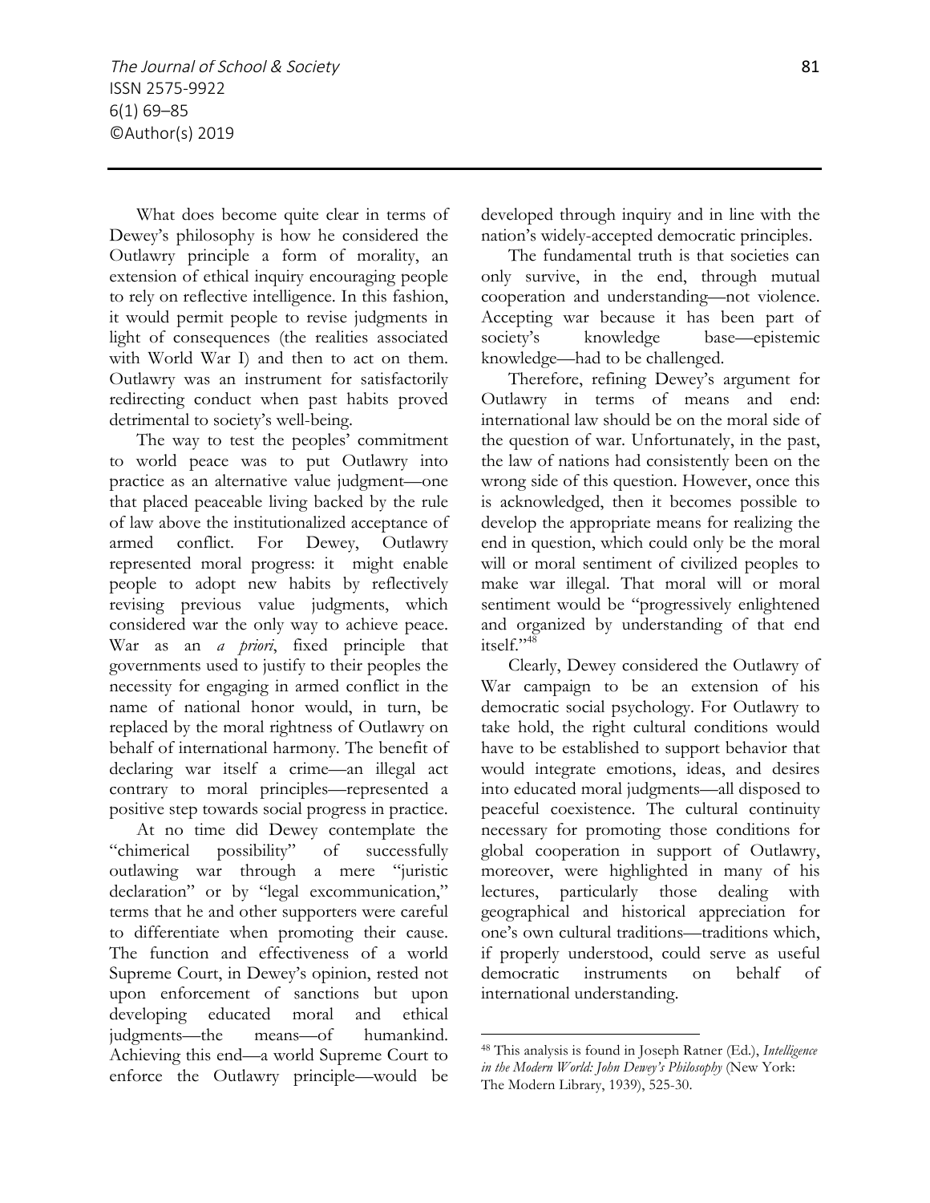What does become quite clear in terms of Dewey's philosophy is how he considered the Outlawry principle a form of morality, an extension of ethical inquiry encouraging people to rely on reflective intelligence. In this fashion, it would permit people to revise judgments in light of consequences (the realities associated with World War I) and then to act on them. Outlawry was an instrument for satisfactorily redirecting conduct when past habits proved detrimental to society's well-being.

The way to test the peoples' commitment to world peace was to put Outlawry into practice as an alternative value judgment—one that placed peaceable living backed by the rule of law above the institutionalized acceptance of armed conflict. For Dewey, Outlawry represented moral progress: it might enable people to adopt new habits by reflectively revising previous value judgments, which considered war the only way to achieve peace. War as an *a priori*, fixed principle that governments used to justify to their peoples the necessity for engaging in armed conflict in the name of national honor would, in turn, be replaced by the moral rightness of Outlawry on behalf of international harmony. The benefit of declaring war itself a crime—an illegal act contrary to moral principles—represented a positive step towards social progress in practice.

At no time did Dewey contemplate the "chimerical possibility" of successfully outlawing war through a mere "juristic declaration" or by "legal excommunication," terms that he and other supporters were careful to differentiate when promoting their cause. The function and effectiveness of a world Supreme Court, in Dewey's opinion, rested not upon enforcement of sanctions but upon developing educated moral and ethical judgments—the means—of humankind. Achieving this end—a world Supreme Court to enforce the Outlawry principle—would be developed through inquiry and in line with the nation's widely-accepted democratic principles.

The fundamental truth is that societies can only survive, in the end, through mutual cooperation and understanding—not violence. Accepting war because it has been part of society's knowledge base—epistemic knowledge—had to be challenged.

Therefore, refining Dewey's argument for Outlawry in terms of means and end: international law should be on the moral side of the question of war. Unfortunately, in the past, the law of nations had consistently been on the wrong side of this question. However, once this is acknowledged, then it becomes possible to develop the appropriate means for realizing the end in question, which could only be the moral will or moral sentiment of civilized peoples to make war illegal. That moral will or moral sentiment would be "progressively enlightened and organized by understanding of that end itself."[48]

Clearly, Dewey considered the Outlawry of War campaign to be an extension of his democratic social psychology. For Outlawry to take hold, the right cultural conditions would have to be established to support behavior that would integrate emotions, ideas, and desires into educated moral judgments—all disposed to peaceful coexistence. The cultural continuity necessary for promoting those conditions for global cooperation in support of Outlawry, moreover, were highlighted in many of his lectures, particularly those dealing with geographical and historical appreciation for one's own cultural traditions—traditions which, if properly understood, could serve as useful democratic instruments on behalf of international understanding.

---

[48] This analysis is found in Joseph Ratner (Ed.), *Intelligence in the Modern World: John Dewey's Philosophy* (New York: The Modern Library, 1939), 525-30.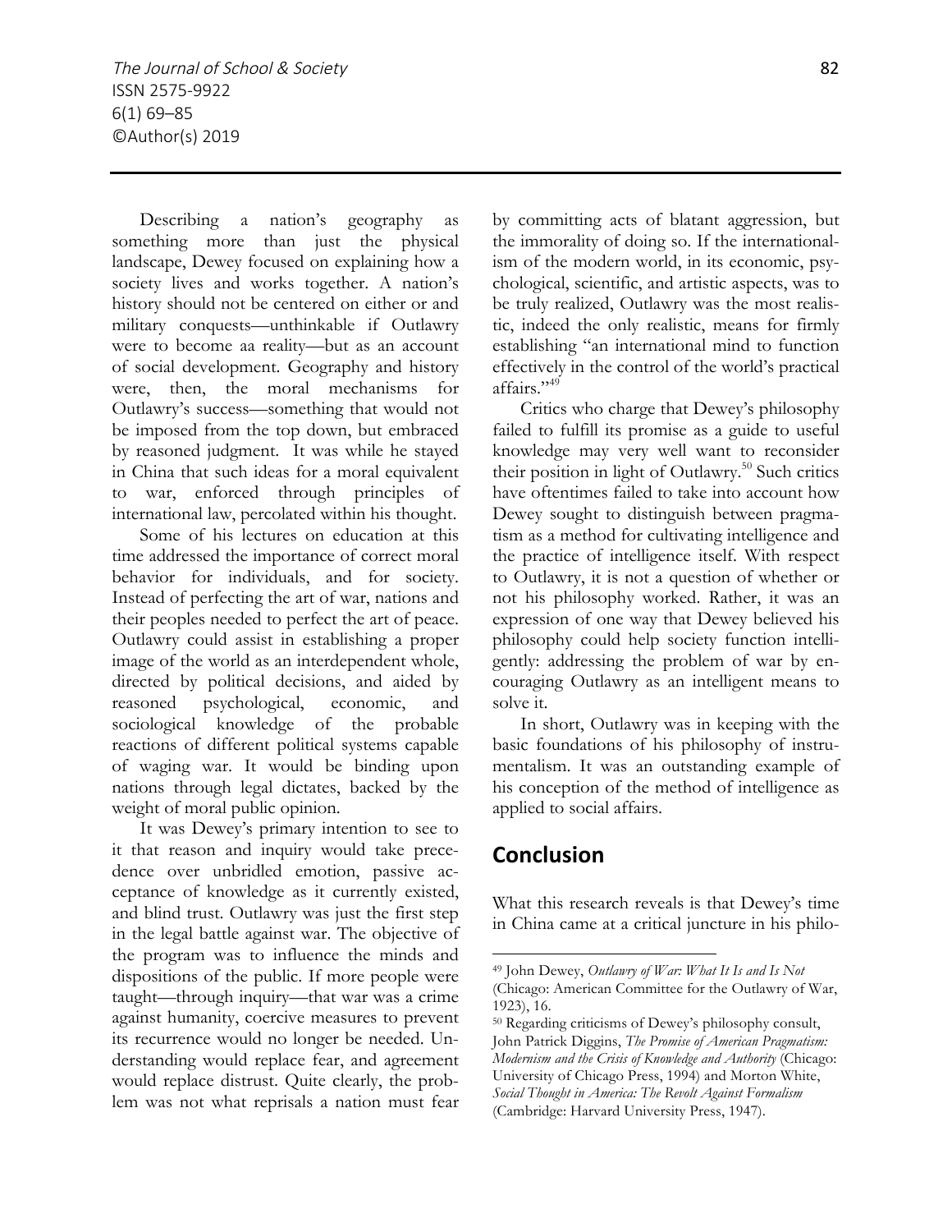Describing a nation's geography as something more than just the physical landscape, Dewey focused on explaining how a society lives and works together. A nation's history should not be centered on either or and military conquests—unthinkable if Outlawry were to become aa reality—but as an account of social development. Geography and history were, then, the moral mechanisms for Outlawry's success—something that would not be imposed from the top down, but embraced by reasoned judgment. It was while he stayed in China that such ideas for a moral equivalent to war, enforced through principles of international law, percolated within his thought.

Some of his lectures on education at this time addressed the importance of correct moral behavior for individuals, and for society. Instead of perfecting the art of war, nations and their peoples needed to perfect the art of peace. Outlawry could assist in establishing a proper image of the world as an interdependent whole, directed by political decisions, and aided by reasoned psychological, economic, and sociological knowledge of the probable reactions of different political systems capable of waging war. It would be binding upon nations through legal dictates, backed by the weight of moral public opinion.

It was Dewey's primary intention to see to it that reason and inquiry would take precedence over unbridled emotion, passive acceptance of knowledge as it currently existed, and blind trust. Outlawry was just the first step in the legal battle against war. The objective of the program was to influence the minds and dispositions of the public. If more people were taught—through inquiry—that war was a crime against humanity, coercive measures to prevent its recurrence would no longer be needed. Understanding would replace fear, and agreement would replace distrust. Quite clearly, the problem was not what reprisals a nation must fear by committing acts of blatant aggression, but the immorality of doing so. If the internationalism of the modern world, in its economic, psychological, scientific, and artistic aspects, was to be truly realized, Outlawry was the most realistic, indeed the only realistic, means for firmly establishing "an international mind to function effectively in the control of the world's practical affairs."[49]

Critics who charge that Dewey's philosophy failed to fulfill its promise as a guide to useful knowledge may very well want to reconsider their position in light of Outlawry.[50] Such critics have oftentimes failed to take into account how Dewey sought to distinguish between pragmatism as a method for cultivating intelligence and the practice of intelligence itself. With respect to Outlawry, it is not a question of whether or not his philosophy worked. Rather, it was an expression of one way that Dewey believed his philosophy could help society function intelligently: addressing the problem of war by encouraging Outlawry as an intelligent means to solve it.

In short, Outlawry was in keeping with the basic foundations of his philosophy of instrumentalism. It was an outstanding example of his conception of the method of intelligence as applied to social affairs.

## Conclusion

What this research reveals is that Dewey's time in China came at a critical juncture in his philo-

---

[49] John Dewey, *Outlawry of War: What It Is and Is Not* (Chicago: American Committee for the Outlawry of War, 1923), 16.

[50] Regarding criticisms of Dewey's philosophy consult, John Patrick Diggins, *The Promise of American Pragmatism: Modernism and the Crisis of Knowledge and Authority* (Chicago: University of Chicago Press, 1994) and Morton White, *Social Thought in America: The Revolt Against Formalism* (Cambridge: Harvard University Press, 1947).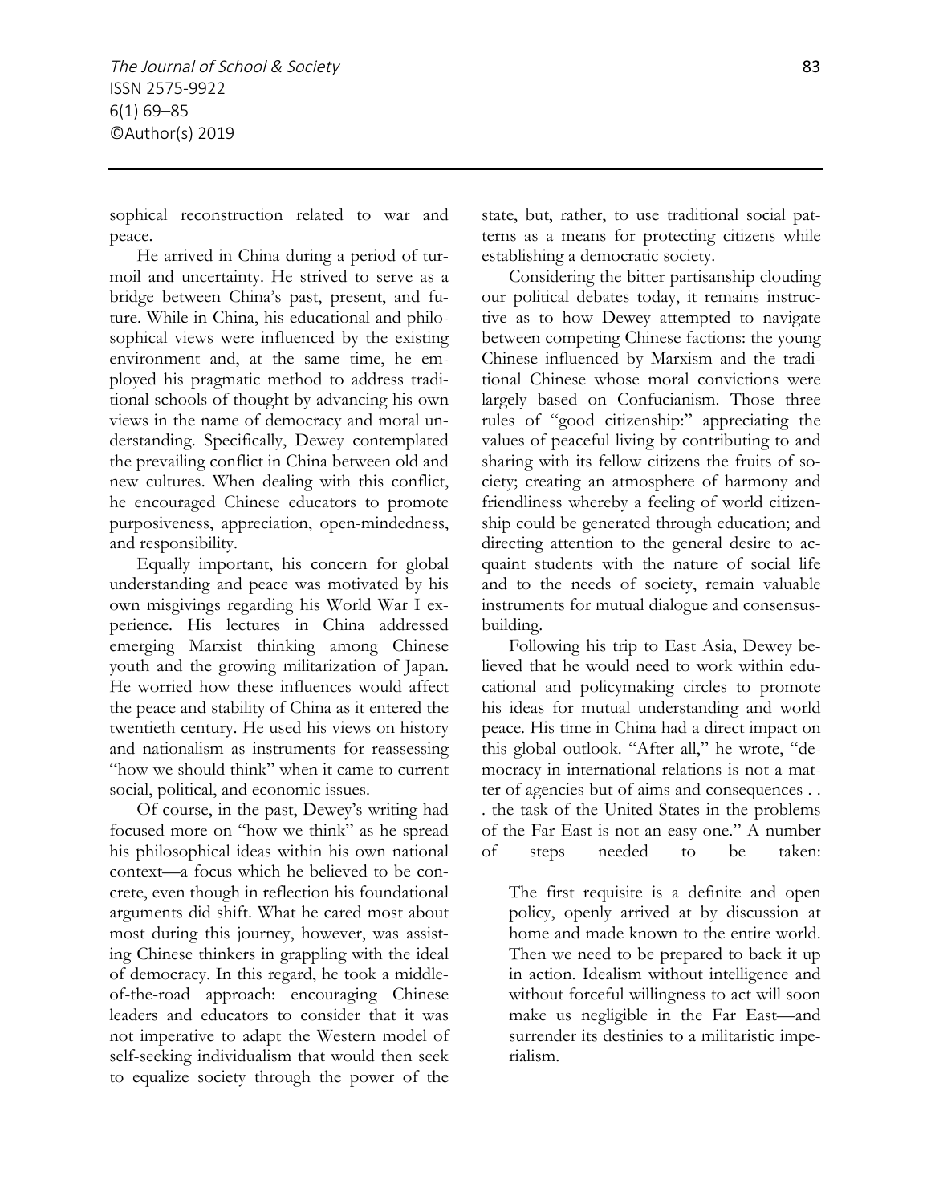sophical reconstruction related to war and peace.

He arrived in China during a period of turmoil and uncertainty. He strived to serve as a bridge between China's past, present, and future. While in China, his educational and philosophical views were influenced by the existing environment and, at the same time, he employed his pragmatic method to address traditional schools of thought by advancing his own views in the name of democracy and moral understanding. Specifically, Dewey contemplated the prevailing conflict in China between old and new cultures. When dealing with this conflict, he encouraged Chinese educators to promote purposiveness, appreciation, open-mindedness, and responsibility.

Equally important, his concern for global understanding and peace was motivated by his own misgivings regarding his World War I experience. His lectures in China addressed emerging Marxist thinking among Chinese youth and the growing militarization of Japan. He worried how these influences would affect the peace and stability of China as it entered the twentieth century. He used his views on history and nationalism as instruments for reassessing "how we should think" when it came to current social, political, and economic issues.

Of course, in the past, Dewey's writing had focused more on "how we think" as he spread his philosophical ideas within his own national context—a focus which he believed to be concrete, even though in reflection his foundational arguments did shift. What he cared most about most during this journey, however, was assisting Chinese thinkers in grappling with the ideal of democracy. In this regard, he took a middle-of-the-road approach: encouraging Chinese leaders and educators to consider that it was not imperative to adapt the Western model of self-seeking individualism that would then seek to equalize society through the power of the state, but, rather, to use traditional social patterns as a means for protecting citizens while establishing a democratic society.

Considering the bitter partisanship clouding our political debates today, it remains instructive as to how Dewey attempted to navigate between competing Chinese factions: the young Chinese influenced by Marxism and the traditional Chinese whose moral convictions were largely based on Confucianism. Those three rules of "good citizenship:" appreciating the values of peaceful living by contributing to and sharing with its fellow citizens the fruits of society; creating an atmosphere of harmony and friendliness whereby a feeling of world citizenship could be generated through education; and directing attention to the general desire to acquaint students with the nature of social life and to the needs of society, remain valuable instruments for mutual dialogue and consensus-building.

Following his trip to East Asia, Dewey believed that he would need to work within educational and policymaking circles to promote his ideas for mutual understanding and world peace. His time in China had a direct impact on this global outlook. "After all," he wrote, "democracy in international relations is not a matter of agencies but of aims and consequences . . . the task of the United States in the problems of the Far East is not an easy one." A number of steps needed to be taken:

> The first requisite is a definite and open policy, openly arrived at by discussion at home and made known to the entire world. Then we need to be prepared to back it up in action. Idealism without intelligence and without forceful willingness to act will soon make us negligible in the Far East—and surrender its destinies to a militaristic imperialism.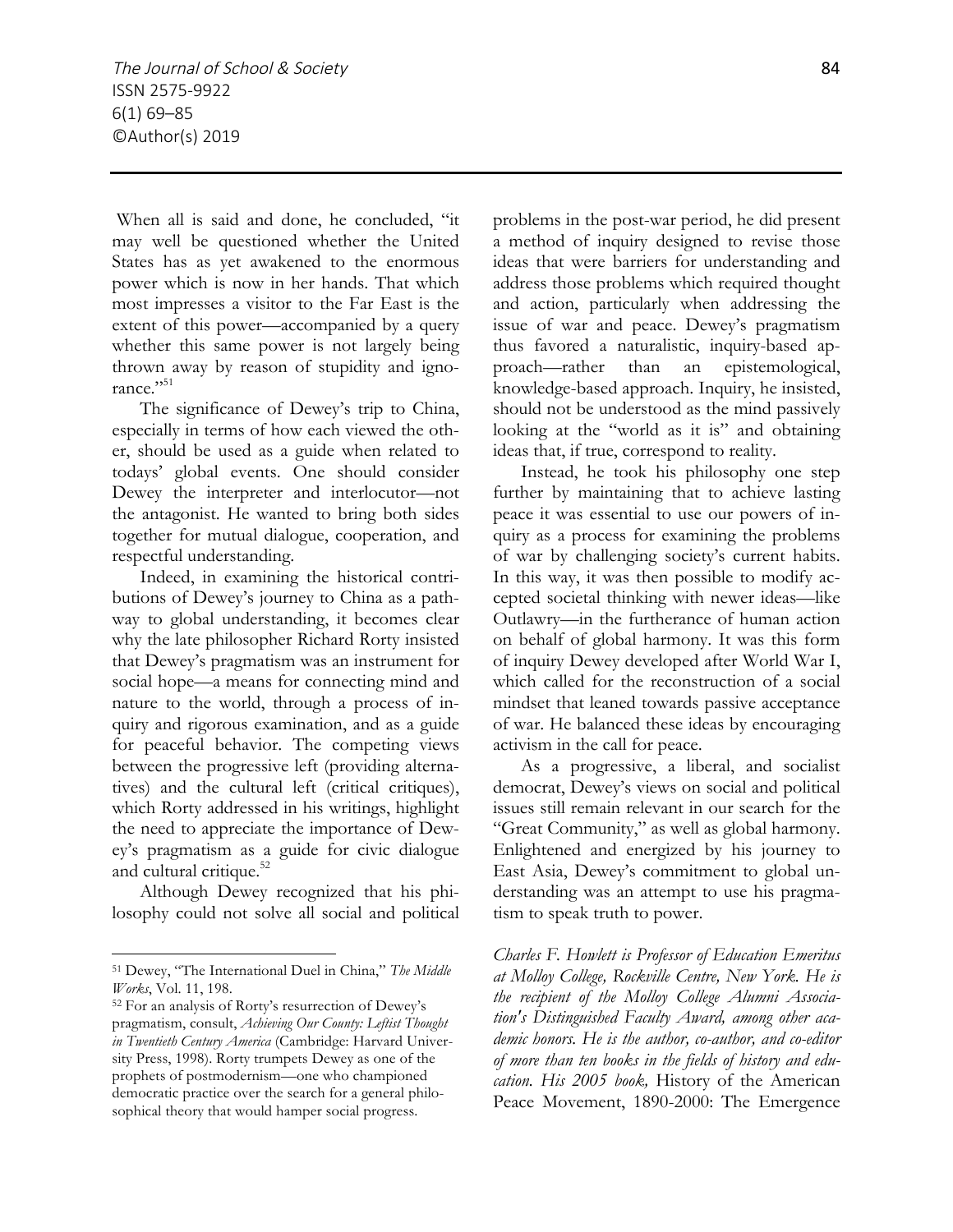When all is said and done, he concluded, "it may well be questioned whether the United States has as yet awakened to the enormous power which is now in her hands. That which most impresses a visitor to the Far East is the extent of this power—accompanied by a query whether this same power is not largely being thrown away by reason of stupidity and ignorance."[51]

The significance of Dewey's trip to China, especially in terms of how each viewed the other, should be used as a guide when related to todays' global events. One should consider Dewey the interpreter and interlocutor—not the antagonist. He wanted to bring both sides together for mutual dialogue, cooperation, and respectful understanding.

Indeed, in examining the historical contributions of Dewey's journey to China as a pathway to global understanding, it becomes clear why the late philosopher Richard Rorty insisted that Dewey's pragmatism was an instrument for social hope—a means for connecting mind and nature to the world, through a process of inquiry and rigorous examination, and as a guide for peaceful behavior. The competing views between the progressive left (providing alternatives) and the cultural left (critical critiques), which Rorty addressed in his writings, highlight the need to appreciate the importance of Dewey's pragmatism as a guide for civic dialogue and cultural critique.[52]

Although Dewey recognized that his philosophy could not solve all social and political problems in the post-war period, he did present a method of inquiry designed to revise those ideas that were barriers for understanding and address those problems which required thought and action, particularly when addressing the issue of war and peace. Dewey's pragmatism thus favored a naturalistic, inquiry-based approach—rather than an epistemological, knowledge-based approach. Inquiry, he insisted, should not be understood as the mind passively looking at the "world as it is" and obtaining ideas that, if true, correspond to reality.

Instead, he took his philosophy one step further by maintaining that to achieve lasting peace it was essential to use our powers of inquiry as a process for examining the problems of war by challenging society's current habits. In this way, it was then possible to modify accepted societal thinking with newer ideas—like Outlawry—in the furtherance of human action on behalf of global harmony. It was this form of inquiry Dewey developed after World War I, which called for the reconstruction of a social mindset that leaned towards passive acceptance of war. He balanced these ideas by encouraging activism in the call for peace.

As a progressive, a liberal, and socialist democrat, Dewey's views on social and political issues still remain relevant in our search for the "Great Community," as well as global harmony. Enlightened and energized by his journey to East Asia, Dewey's commitment to global understanding was an attempt to use his pragmatism to speak truth to power.

*Charles F. Howlett is Professor of Education Emeritus at Molloy College, Rockville Centre, New York. He is the recipient of the Molloy College Alumni Association's Distinguished Faculty Award, among other academic honors. He is the author, co-author, and co-editor of more than ten books in the fields of history and education. His 2005 book,* History of the American Peace Movement, 1890-2000: The Emergence

---

[51] Dewey, "The International Duel in China," *The Middle Works*, Vol. 11, 198.

[52] For an analysis of Rorty's resurrection of Dewey's pragmatism, consult, *Achieving Our County: Leftist Thought in Twentieth Century America* (Cambridge: Harvard University Press, 1998). Rorty trumpets Dewey as one of the prophets of postmodernism—one who championed democratic practice over the search for a general philosophical theory that would hamper social progress.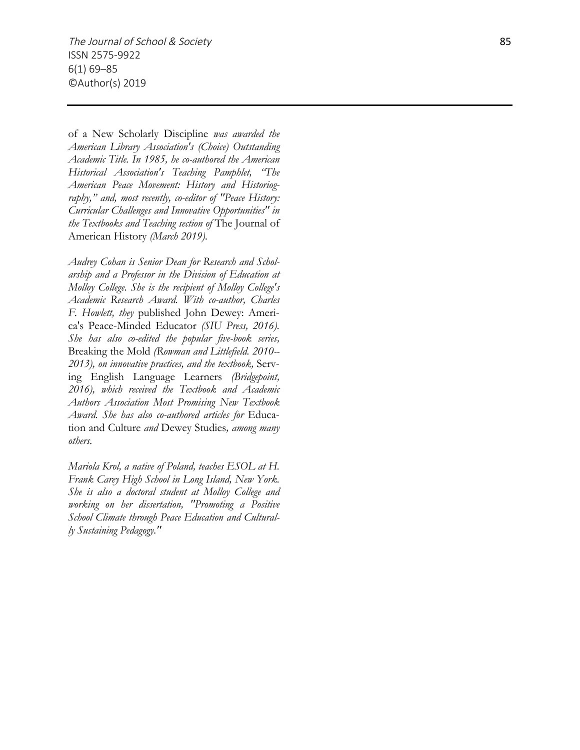of a New Scholarly Discipline *was awarded the American Library Association's (Choice) Outstanding Academic Title. In 1985, he co-authored the American Historical Association's Teaching Pamphlet, "The American Peace Movement: History and Historiography," and, most recently, co-editor of "Peace History: Curricular Challenges and Innovative Opportunities" in the Textbooks and Teaching section of* The Journal of American History *(March 2019).*

*Audrey Cohan is Senior Dean for Research and Scholarship and a Professor in the Division of Education at Molloy College. She is the recipient of Molloy College's Academic Research Award. With co-author, Charles F. Howlett, they* published John Dewey: America's Peace-Minded Educator *(SIU Press, 2016). She has also co-edited the popular five-book series,* Breaking the Mold *(Rowman and Littlefield. 2010--2013), on innovative practices, and the textbook,* Serving English Language Learners *(Bridgepoint, 2016), which received the Textbook and Academic Authors Association Most Promising New Textbook Award. She has also co-authored articles for* Education and Culture *and* Dewey Studies*, among many others.*

*Mariola Krol, a native of Poland, teaches ESOL at H. Frank Carey High School in Long Island, New York. She is also a doctoral student at Molloy College and working on her dissertation, "Promoting a Positive School Climate through Peace Education and Culturally Sustaining Pedagogy."*